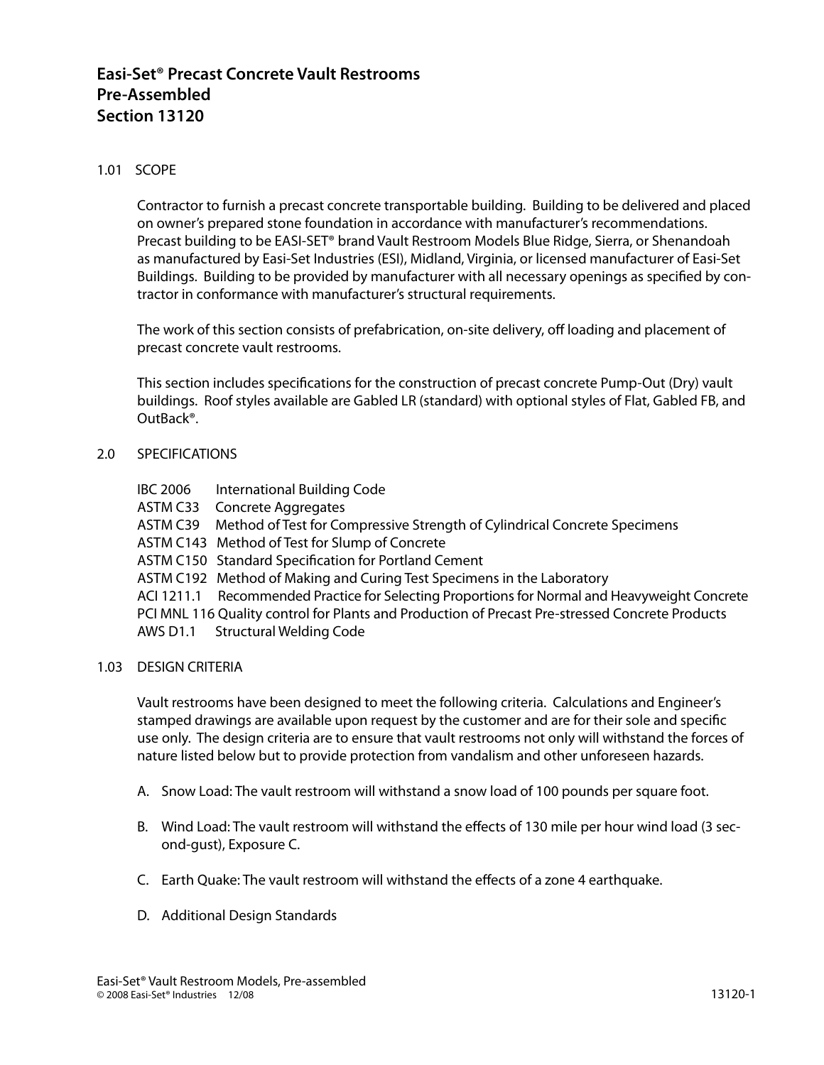# Easi-Set® Precast Concrete Vault Restrooms
# Pre-Assembled
# Section 13120

## 1.01 SCOPE

Contractor to furnish a precast concrete transportable building. Building to be delivered and placed on owner's prepared stone foundation in accordance with manufacturer's recommendations. Precast building to be EASI-SET® brand Vault Restroom Models Blue Ridge, Sierra, or Shenandoah as manufactured by Easi-Set Industries (ESI), Midland, Virginia, or licensed manufacturer of Easi-Set Buildings. Building to be provided by manufacturer with all necessary openings as specified by contractor in conformance with manufacturer's structural requirements.

The work of this section consists of prefabrication, on-site delivery, off loading and placement of precast concrete vault restrooms.

This section includes specifications for the construction of precast concrete Pump-Out (Dry) vault buildings. Roof styles available are Gabled LR (standard) with optional styles of Flat, Gabled FB, and OutBack®.

## 2.0 SPECIFICATIONS

IBC 2006 International Building Code
ASTM C33 Concrete Aggregates
ASTM C39 Method of Test for Compressive Strength of Cylindrical Concrete Specimens
ASTM C143 Method of Test for Slump of Concrete
ASTM C150 Standard Specification for Portland Cement
ASTM C192 Method of Making and Curing Test Specimens in the Laboratory
ACI 1211.1 Recommended Practice for Selecting Proportions for Normal and Heavyweight Concrete
PCI MNL 116 Quality control for Plants and Production of Precast Pre-stressed Concrete Products
AWS D1.1 Structural Welding Code

## 1.03 DESIGN CRITERIA

Vault restrooms have been designed to meet the following criteria. Calculations and Engineer's stamped drawings are available upon request by the customer and are for their sole and specific use only. The design criteria are to ensure that vault restrooms not only will withstand the forces of nature listed below but to provide protection from vandalism and other unforeseen hazards.

A. Snow Load: The vault restroom will withstand a snow load of 100 pounds per square foot.

B. Wind Load: The vault restroom will withstand the effects of 130 mile per hour wind load (3 second-gust), Exposure C.

C. Earth Quake: The vault restroom will withstand the effects of a zone 4 earthquake.

D. Additional Design Standards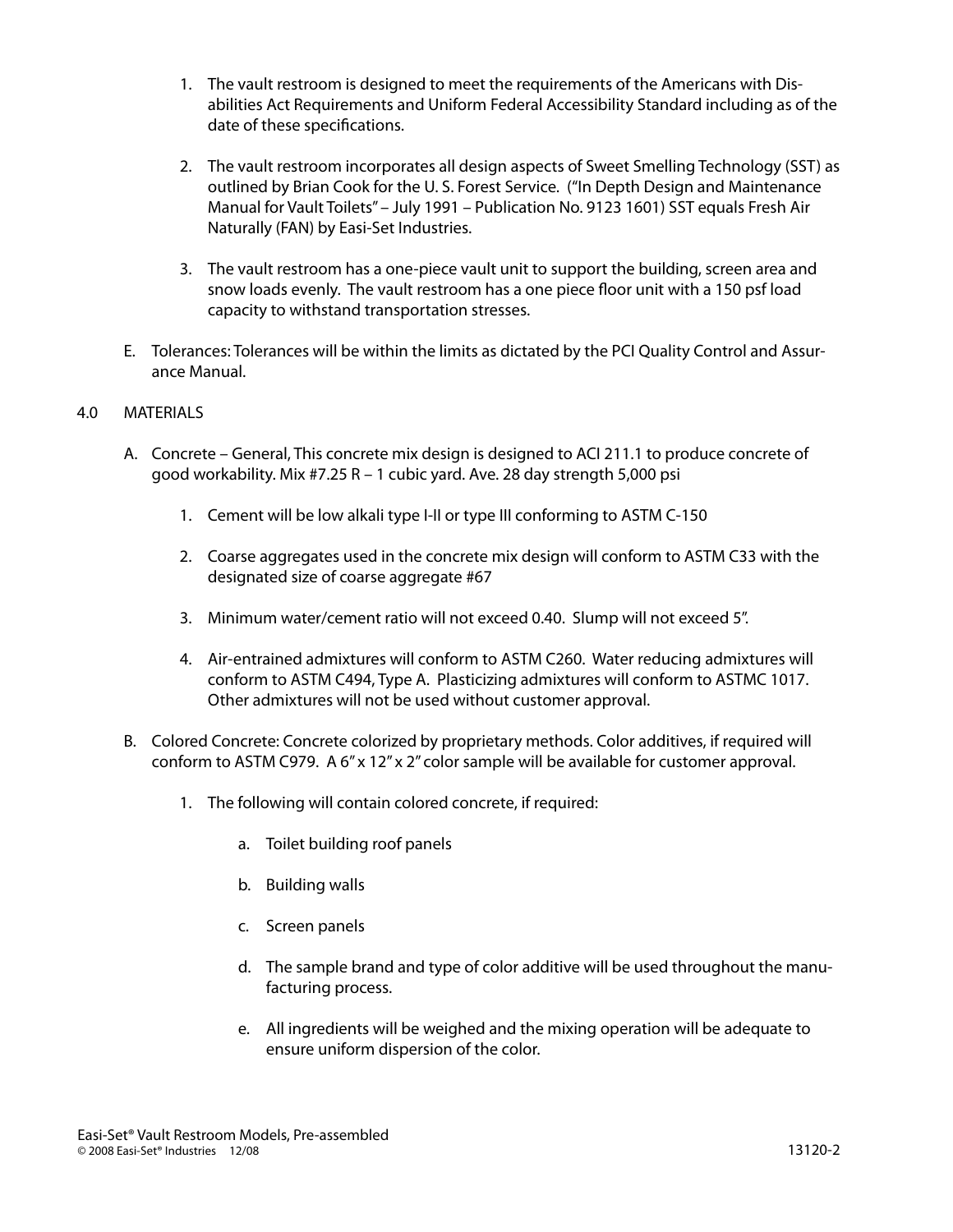1. The vault restroom is designed to meet the requirements of the Americans with Disabilities Act Requirements and Uniform Federal Accessibility Standard including as of the date of these specifications.

2. The vault restroom incorporates all design aspects of Sweet Smelling Technology (SST) as outlined by Brian Cook for the U. S. Forest Service. ("In Depth Design and Maintenance Manual for Vault Toilets" – July 1991 – Publication No. 9123 1601) SST equals Fresh Air Naturally (FAN) by Easi-Set Industries.

3. The vault restroom has a one-piece vault unit to support the building, screen area and snow loads evenly. The vault restroom has a one piece floor unit with a 150 psf load capacity to withstand transportation stresses.

E. Tolerances: Tolerances will be within the limits as dictated by the PCI Quality Control and Assurance Manual.

## 4.0 MATERIALS

A. Concrete – General, This concrete mix design is designed to ACI 211.1 to produce concrete of good workability. Mix #7.25 R – 1 cubic yard. Ave. 28 day strength 5,000 psi

1. Cement will be low alkali type I-II or type III conforming to ASTM C-150

2. Coarse aggregates used in the concrete mix design will conform to ASTM C33 with the designated size of coarse aggregate #67

3. Minimum water/cement ratio will not exceed 0.40. Slump will not exceed 5".

4. Air-entrained admixtures will conform to ASTM C260. Water reducing admixtures will conform to ASTM C494, Type A. Plasticizing admixtures will conform to ASTMC 1017. Other admixtures will not be used without customer approval.

B. Colored Concrete: Concrete colorized by proprietary methods. Color additives, if required will conform to ASTM C979. A 6" x 12" x 2" color sample will be available for customer approval.

1. The following will contain colored concrete, if required:

   a. Toilet building roof panels

   b. Building walls

   c. Screen panels

   d. The sample brand and type of color additive will be used throughout the manufacturing process.

   e. All ingredients will be weighed and the mixing operation will be adequate to ensure uniform dispersion of the color.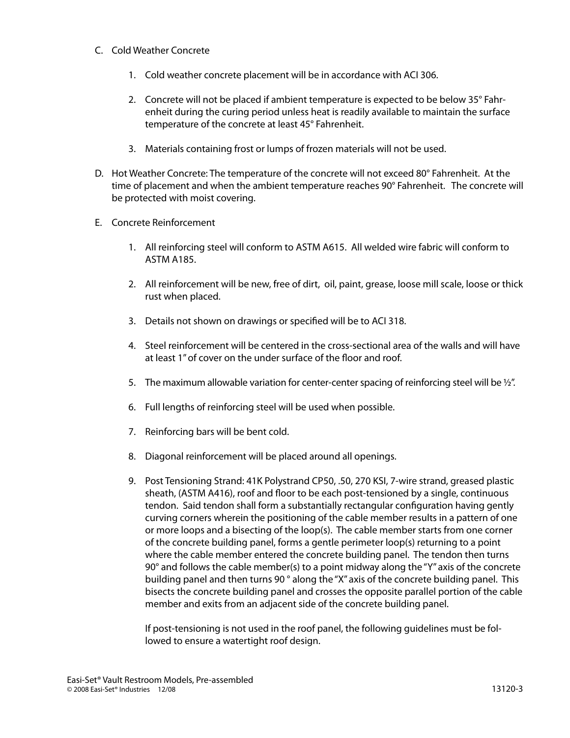C. Cold Weather Concrete

   1. Cold weather concrete placement will be in accordance with ACI 306.

   2. Concrete will not be placed if ambient temperature is expected to be below 35° Fahrenheit during the curing period unless heat is readily available to maintain the surface temperature of the concrete at least 45° Fahrenheit.

   3. Materials containing frost or lumps of frozen materials will not be used.

D. Hot Weather Concrete: The temperature of the concrete will not exceed 80° Fahrenheit. At the time of placement and when the ambient temperature reaches 90° Fahrenheit. The concrete will be protected with moist covering.

E. Concrete Reinforcement

   1. All reinforcing steel will conform to ASTM A615. All welded wire fabric will conform to ASTM A185.

   2. All reinforcement will be new, free of dirt, oil, paint, grease, loose mill scale, loose or thick rust when placed.

   3. Details not shown on drawings or specified will be to ACI 318.

   4. Steel reinforcement will be centered in the cross-sectional area of the walls and will have at least 1" of cover on the under surface of the floor and roof.

   5. The maximum allowable variation for center-center spacing of reinforcing steel will be ½".

   6. Full lengths of reinforcing steel will be used when possible.

   7. Reinforcing bars will be bent cold.

   8. Diagonal reinforcement will be placed around all openings.

   9. Post Tensioning Strand: 41K Polystrand CP50, .50, 270 KSI, 7-wire strand, greased plastic sheath, (ASTM A416), roof and floor to be each post-tensioned by a single, continuous tendon. Said tendon shall form a substantially rectangular configuration having gently curving corners wherein the positioning of the cable member results in a pattern of one or more loops and a bisecting of the loop(s). The cable member starts from one corner of the concrete building panel, forms a gentle perimeter loop(s) returning to a point where the cable member entered the concrete building panel. The tendon then turns 90° and follows the cable member(s) to a point midway along the "Y" axis of the concrete building panel and then turns 90 ° along the "X" axis of the concrete building panel. This bisects the concrete building panel and crosses the opposite parallel portion of the cable member and exits from an adjacent side of the concrete building panel.

      If post-tensioning is not used in the roof panel, the following guidelines must be followed to ensure a watertight roof design.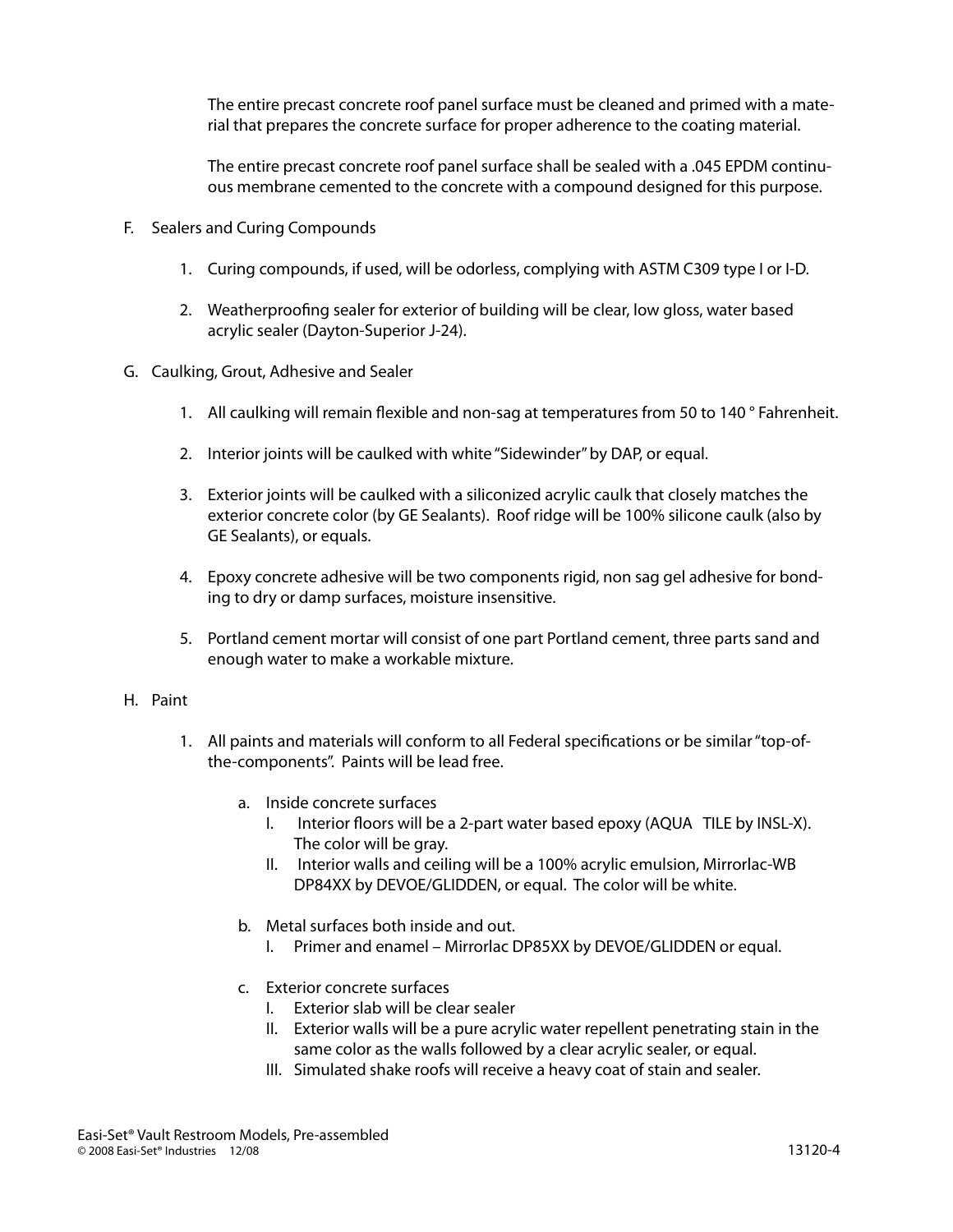The entire precast concrete roof panel surface must be cleaned and primed with a material that prepares the concrete surface for proper adherence to the coating material.

The entire precast concrete roof panel surface shall be sealed with a .045 EPDM continuous membrane cemented to the concrete with a compound designed for this purpose.

F. Sealers and Curing Compounds

1. Curing compounds, if used, will be odorless, complying with ASTM C309 type I or I-D.

2. Weatherproofing sealer for exterior of building will be clear, low gloss, water based acrylic sealer (Dayton-Superior J-24).

G. Caulking, Grout, Adhesive and Sealer

1. All caulking will remain flexible and non-sag at temperatures from 50 to 140 ° Fahrenheit.

2. Interior joints will be caulked with white "Sidewinder" by DAP, or equal.

3. Exterior joints will be caulked with a siliconized acrylic caulk that closely matches the exterior concrete color (by GE Sealants). Roof ridge will be 100% silicone caulk (also by GE Sealants), or equals.

4. Epoxy concrete adhesive will be two components rigid, non sag gel adhesive for bonding to dry or damp surfaces, moisture insensitive.

5. Portland cement mortar will consist of one part Portland cement, three parts sand and enough water to make a workable mixture.

H. Paint

1. All paints and materials will conform to all Federal specifications or be similar "top-of-the-components". Paints will be lead free.

   a. Inside concrete surfaces
      - I. Interior floors will be a 2-part water based epoxy (AQUA TILE by INSL-X). The color will be gray.
      - II. Interior walls and ceiling will be a 100% acrylic emulsion, Mirrorlac-WB DP84XX by DEVOE/GLIDDEN, or equal. The color will be white.

   b. Metal surfaces both inside and out.
      - I. Primer and enamel – Mirrorlac DP85XX by DEVOE/GLIDDEN or equal.

   c. Exterior concrete surfaces
      - I. Exterior slab will be clear sealer
      - II. Exterior walls will be a pure acrylic water repellent penetrating stain in the same color as the walls followed by a clear acrylic sealer, or equal.
      - III. Simulated shake roofs will receive a heavy coat of stain and sealer.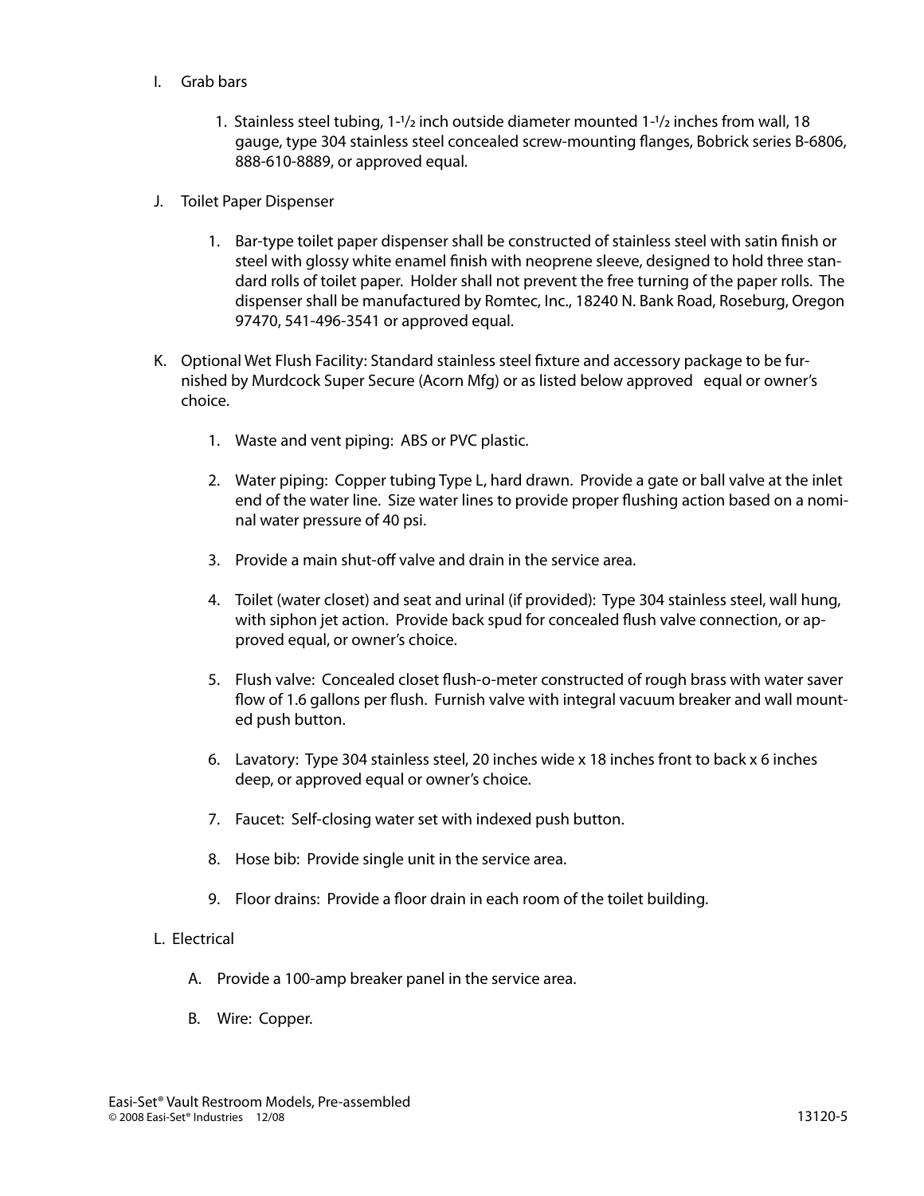I. Grab bars

   1. Stainless steel tubing, 1-1/2 inch outside diameter mounted 1-1/2 inches from wall, 18 gauge, type 304 stainless steel concealed screw-mounting flanges, Bobrick series B-6806, 888-610-8889, or approved equal.

J. Toilet Paper Dispenser

   1. Bar-type toilet paper dispenser shall be constructed of stainless steel with satin finish or steel with glossy white enamel finish with neoprene sleeve, designed to hold three standard rolls of toilet paper. Holder shall not prevent the free turning of the paper rolls. The dispenser shall be manufactured by Romtec, Inc., 18240 N. Bank Road, Roseburg, Oregon 97470, 541-496-3541 or approved equal.

K. Optional Wet Flush Facility: Standard stainless steel fixture and accessory package to be furnished by Murdcock Super Secure (Acorn Mfg) or as listed below approved equal or owner's choice.

   1. Waste and vent piping: ABS or PVC plastic.

   2. Water piping: Copper tubing Type L, hard drawn. Provide a gate or ball valve at the inlet end of the water line. Size water lines to provide proper flushing action based on a nominal water pressure of 40 psi.

   3. Provide a main shut-off valve and drain in the service area.

   4. Toilet (water closet) and seat and urinal (if provided): Type 304 stainless steel, wall hung, with siphon jet action. Provide back spud for concealed flush valve connection, or approved equal, or owner's choice.

   5. Flush valve: Concealed closet flush-o-meter constructed of rough brass with water saver flow of 1.6 gallons per flush. Furnish valve with integral vacuum breaker and wall mounted push button.

   6. Lavatory: Type 304 stainless steel, 20 inches wide x 18 inches front to back x 6 inches deep, or approved equal or owner's choice.

   7. Faucet: Self-closing water set with indexed push button.

   8. Hose bib: Provide single unit in the service area.

   9. Floor drains: Provide a floor drain in each room of the toilet building.

L. Electrical

   A. Provide a 100-amp breaker panel in the service area.

   B. Wire: Copper.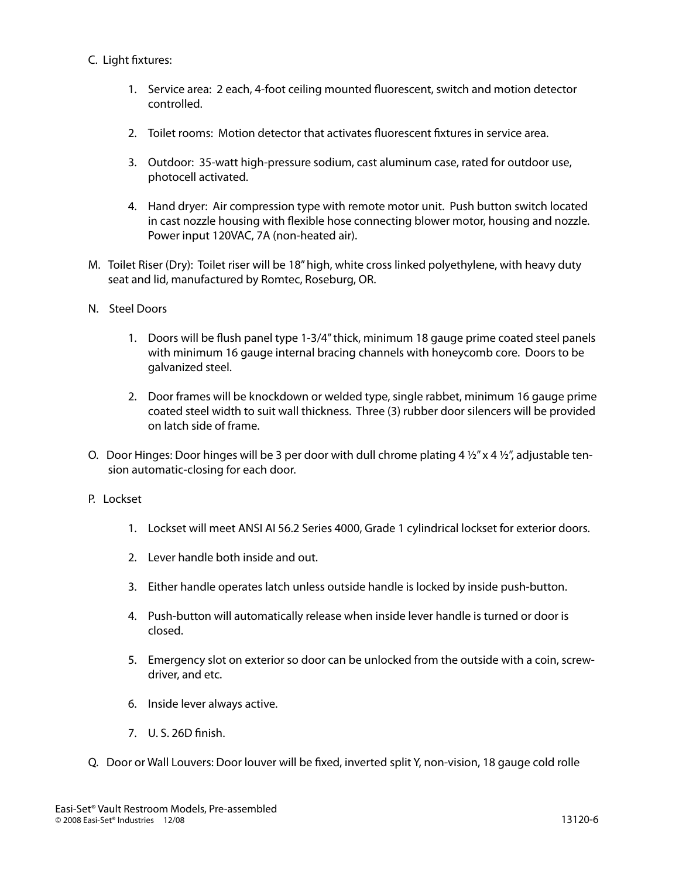C. Light fixtures:

   1. Service area: 2 each, 4-foot ceiling mounted fluorescent, switch and motion detector controlled.

   2. Toilet rooms: Motion detector that activates fluorescent fixtures in service area.

   3. Outdoor: 35-watt high-pressure sodium, cast aluminum case, rated for outdoor use, photocell activated.

   4. Hand dryer: Air compression type with remote motor unit. Push button switch located in cast nozzle housing with flexible hose connecting blower motor, housing and nozzle. Power input 120VAC, 7A (non-heated air).

M. Toilet Riser (Dry): Toilet riser will be 18" high, white cross linked polyethylene, with heavy duty seat and lid, manufactured by Romtec, Roseburg, OR.

N. Steel Doors

   1. Doors will be flush panel type 1-3/4" thick, minimum 18 gauge prime coated steel panels with minimum 16 gauge internal bracing channels with honeycomb core. Doors to be galvanized steel.

   2. Door frames will be knockdown or welded type, single rabbet, minimum 16 gauge prime coated steel width to suit wall thickness. Three (3) rubber door silencers will be provided on latch side of frame.

O. Door Hinges: Door hinges will be 3 per door with dull chrome plating 4 ½" x 4 ½", adjustable tension automatic-closing for each door.

P. Lockset

   1. Lockset will meet ANSI AI 56.2 Series 4000, Grade 1 cylindrical lockset for exterior doors.

   2. Lever handle both inside and out.

   3. Either handle operates latch unless outside handle is locked by inside push-button.

   4. Push-button will automatically release when inside lever handle is turned or door is closed.

   5. Emergency slot on exterior so door can be unlocked from the outside with a coin, screwdriver, and etc.

   6. Inside lever always active.

   7. U. S. 26D finish.

Q. Door or Wall Louvers: Door louver will be fixed, inverted split Y, non-vision, 18 gauge cold rolle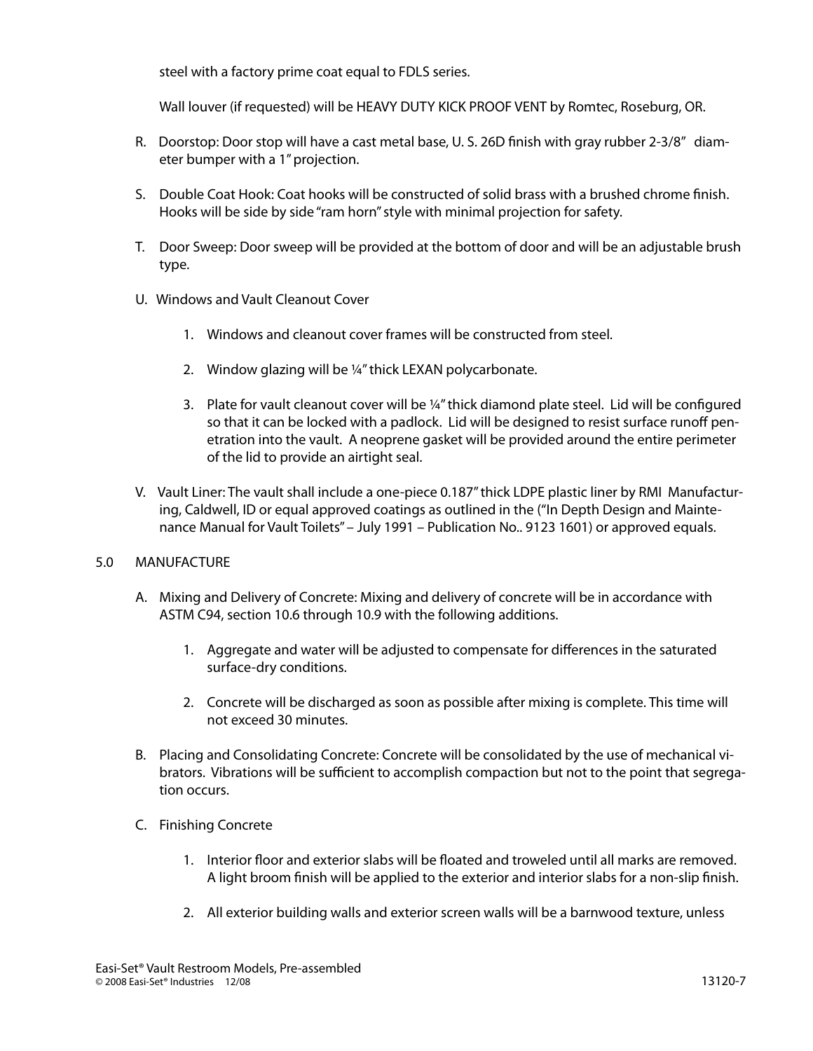steel with a factory prime coat equal to FDLS series.

Wall louver (if requested) will be HEAVY DUTY KICK PROOF VENT by Romtec, Roseburg, OR.

R. Doorstop: Door stop will have a cast metal base, U. S. 26D finish with gray rubber 2-3/8" diameter bumper with a 1" projection.

S. Double Coat Hook: Coat hooks will be constructed of solid brass with a brushed chrome finish. Hooks will be side by side "ram horn" style with minimal projection for safety.

T. Door Sweep: Door sweep will be provided at the bottom of door and will be an adjustable brush type.

U. Windows and Vault Cleanout Cover

1. Windows and cleanout cover frames will be constructed from steel.

2. Window glazing will be ¼" thick LEXAN polycarbonate.

3. Plate for vault cleanout cover will be ¼" thick diamond plate steel. Lid will be configured so that it can be locked with a padlock. Lid will be designed to resist surface runoff penetration into the vault. A neoprene gasket will be provided around the entire perimeter of the lid to provide an airtight seal.

V. Vault Liner: The vault shall include a one-piece 0.187" thick LDPE plastic liner by RMI Manufacturing, Caldwell, ID or equal approved coatings as outlined in the ("In Depth Design and Maintenance Manual for Vault Toilets" – July 1991 – Publication No.. 9123 1601) or approved equals.

## 5.0 MANUFACTURE

A. Mixing and Delivery of Concrete: Mixing and delivery of concrete will be in accordance with ASTM C94, section 10.6 through 10.9 with the following additions.

1. Aggregate and water will be adjusted to compensate for differences in the saturated surface-dry conditions.

2. Concrete will be discharged as soon as possible after mixing is complete. This time will not exceed 30 minutes.

B. Placing and Consolidating Concrete: Concrete will be consolidated by the use of mechanical vibrators. Vibrations will be sufficient to accomplish compaction but not to the point that segregation occurs.

C. Finishing Concrete

1. Interior floor and exterior slabs will be floated and troweled until all marks are removed. A light broom finish will be applied to the exterior and interior slabs for a non-slip finish.

2. All exterior building walls and exterior screen walls will be a barnwood texture, unless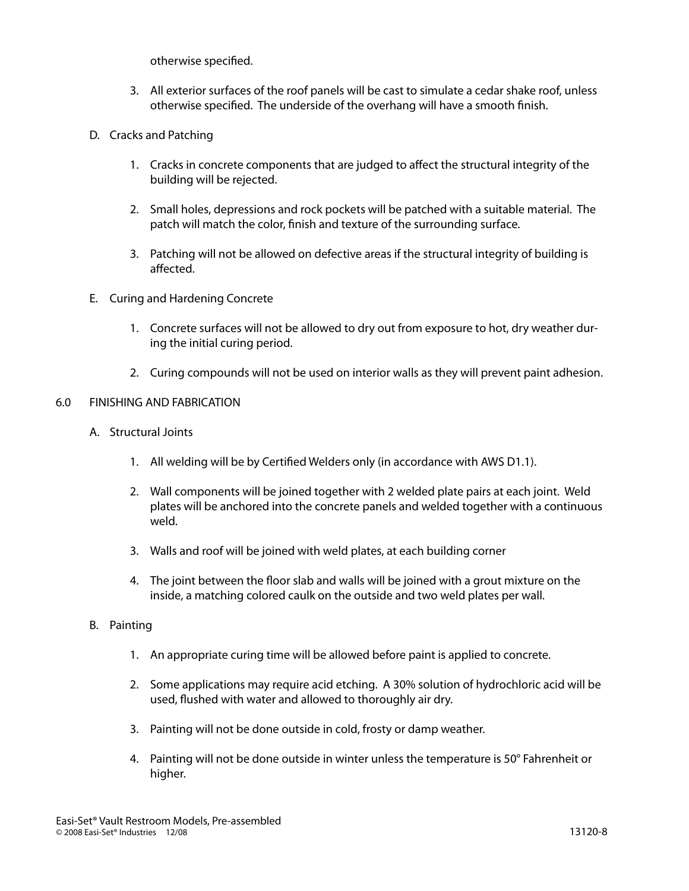otherwise specified.

3. All exterior surfaces of the roof panels will be cast to simulate a cedar shake roof, unless otherwise specified. The underside of the overhang will have a smooth finish.

D. Cracks and Patching

1. Cracks in concrete components that are judged to affect the structural integrity of the building will be rejected.

2. Small holes, depressions and rock pockets will be patched with a suitable material. The patch will match the color, finish and texture of the surrounding surface.

3. Patching will not be allowed on defective areas if the structural integrity of building is affected.

E. Curing and Hardening Concrete

1. Concrete surfaces will not be allowed to dry out from exposure to hot, dry weather during the initial curing period.

2. Curing compounds will not be used on interior walls as they will prevent paint adhesion.

## 6.0 FINISHING AND FABRICATION

A. Structural Joints

1. All welding will be by Certified Welders only (in accordance with AWS D1.1).

2. Wall components will be joined together with 2 welded plate pairs at each joint. Weld plates will be anchored into the concrete panels and welded together with a continuous weld.

3. Walls and roof will be joined with weld plates, at each building corner

4. The joint between the floor slab and walls will be joined with a grout mixture on the inside, a matching colored caulk on the outside and two weld plates per wall.

B. Painting

1. An appropriate curing time will be allowed before paint is applied to concrete.

2. Some applications may require acid etching. A 30% solution of hydrochloric acid will be used, flushed with water and allowed to thoroughly air dry.

3. Painting will not be done outside in cold, frosty or damp weather.

4. Painting will not be done outside in winter unless the temperature is 50° Fahrenheit or higher.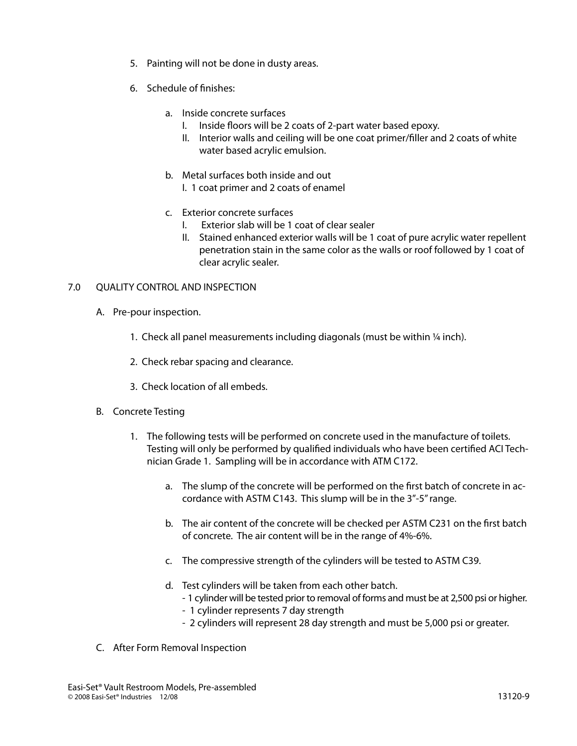5. Painting will not be done in dusty areas.

6. Schedule of finishes:

   a. Inside concrete surfaces
      I. Inside floors will be 2 coats of 2-part water based epoxy.
      II. Interior walls and ceiling will be one coat primer/filler and 2 coats of white water based acrylic emulsion.

   b. Metal surfaces both inside and out
      I. 1 coat primer and 2 coats of enamel

   c. Exterior concrete surfaces
      I. Exterior slab will be 1 coat of clear sealer
      II. Stained enhanced exterior walls will be 1 coat of pure acrylic water repellent penetration stain in the same color as the walls or roof followed by 1 coat of clear acrylic sealer.

## 7.0 QUALITY CONTROL AND INSPECTION

A. Pre-pour inspection.

   1. Check all panel measurements including diagonals (must be within ¼ inch).

   2. Check rebar spacing and clearance.

   3. Check location of all embeds.

B. Concrete Testing

   1. The following tests will be performed on concrete used in the manufacture of toilets. Testing will only be performed by qualified individuals who have been certified ACI Technician Grade 1. Sampling will be in accordance with ATM C172.

      a. The slump of the concrete will be performed on the first batch of concrete in accordance with ASTM C143. This slump will be in the 3"-5" range.

      b. The air content of the concrete will be checked per ASTM C231 on the first batch of concrete. The air content will be in the range of 4%-6%.

      c. The compressive strength of the cylinders will be tested to ASTM C39.

      d. Test cylinders will be taken from each other batch.
         - 1 cylinder will be tested prior to removal of forms and must be at 2,500 psi or higher.
         - 1 cylinder represents 7 day strength
         - 2 cylinders will represent 28 day strength and must be 5,000 psi or greater.

C. After Form Removal Inspection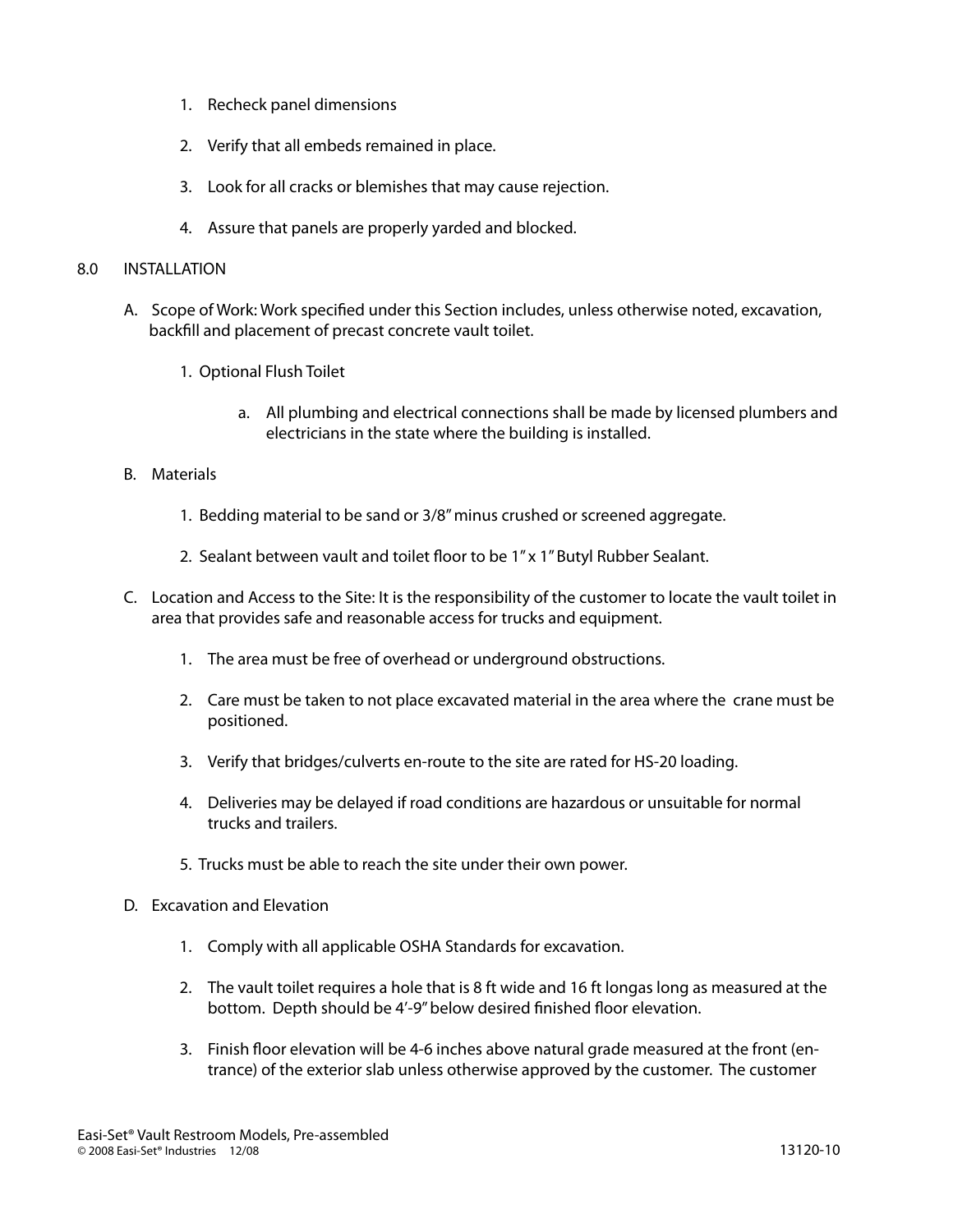1. Recheck panel dimensions

2. Verify that all embeds remained in place.

3. Look for all cracks or blemishes that may cause rejection.

4. Assure that panels are properly yarded and blocked.

## 8.0 INSTALLATION

A. Scope of Work: Work specified under this Section includes, unless otherwise noted, excavation, backfill and placement of precast concrete vault toilet.

   1. Optional Flush Toilet

      a. All plumbing and electrical connections shall be made by licensed plumbers and electricians in the state where the building is installed.

B. Materials

   1. Bedding material to be sand or 3/8" minus crushed or screened aggregate.

   2. Sealant between vault and toilet floor to be 1" x 1" Butyl Rubber Sealant.

C. Location and Access to the Site: It is the responsibility of the customer to locate the vault toilet in area that provides safe and reasonable access for trucks and equipment.

   1. The area must be free of overhead or underground obstructions.

   2. Care must be taken to not place excavated material in the area where the crane must be positioned.

   3. Verify that bridges/culverts en-route to the site are rated for HS-20 loading.

   4. Deliveries may be delayed if road conditions are hazardous or unsuitable for normal trucks and trailers.

   5. Trucks must be able to reach the site under their own power.

D. Excavation and Elevation

   1. Comply with all applicable OSHA Standards for excavation.

   2. The vault toilet requires a hole that is 8 ft wide and 16 ft longas long as measured at the bottom. Depth should be 4'-9" below desired finished floor elevation.

   3. Finish floor elevation will be 4-6 inches above natural grade measured at the front (entrance) of the exterior slab unless otherwise approved by the customer. The customer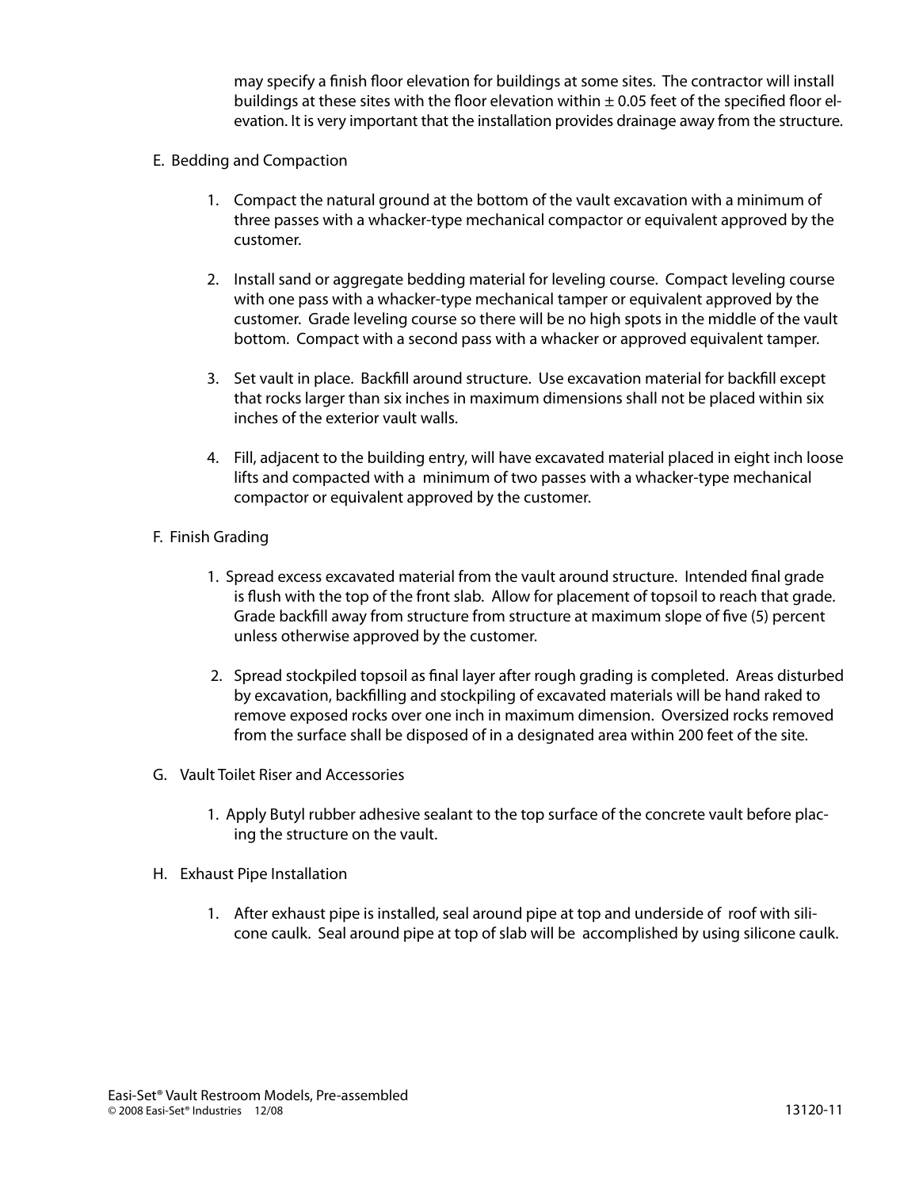may specify a finish floor elevation for buildings at some sites. The contractor will install buildings at these sites with the floor elevation within ± 0.05 feet of the specified floor elevation. It is very important that the installation provides drainage away from the structure.

E. Bedding and Compaction

1. Compact the natural ground at the bottom of the vault excavation with a minimum of three passes with a whacker-type mechanical compactor or equivalent approved by the customer.

2. Install sand or aggregate bedding material for leveling course. Compact leveling course with one pass with a whacker-type mechanical tamper or equivalent approved by the customer. Grade leveling course so there will be no high spots in the middle of the vault bottom. Compact with a second pass with a whacker or approved equivalent tamper.

3. Set vault in place. Backfill around structure. Use excavation material for backfill except that rocks larger than six inches in maximum dimensions shall not be placed within six inches of the exterior vault walls.

4. Fill, adjacent to the building entry, will have excavated material placed in eight inch loose lifts and compacted with a minimum of two passes with a whacker-type mechanical compactor or equivalent approved by the customer.

F. Finish Grading

1. Spread excess excavated material from the vault around structure. Intended final grade is flush with the top of the front slab. Allow for placement of topsoil to reach that grade. Grade backfill away from structure from structure at maximum slope of five (5) percent unless otherwise approved by the customer.

2. Spread stockpiled topsoil as final layer after rough grading is completed. Areas disturbed by excavation, backfilling and stockpiling of excavated materials will be hand raked to remove exposed rocks over one inch in maximum dimension. Oversized rocks removed from the surface shall be disposed of in a designated area within 200 feet of the site.

G. Vault Toilet Riser and Accessories

1. Apply Butyl rubber adhesive sealant to the top surface of the concrete vault before placing the structure on the vault.

H. Exhaust Pipe Installation

1. After exhaust pipe is installed, seal around pipe at top and underside of roof with silicone caulk. Seal around pipe at top of slab will be accomplished by using silicone caulk.